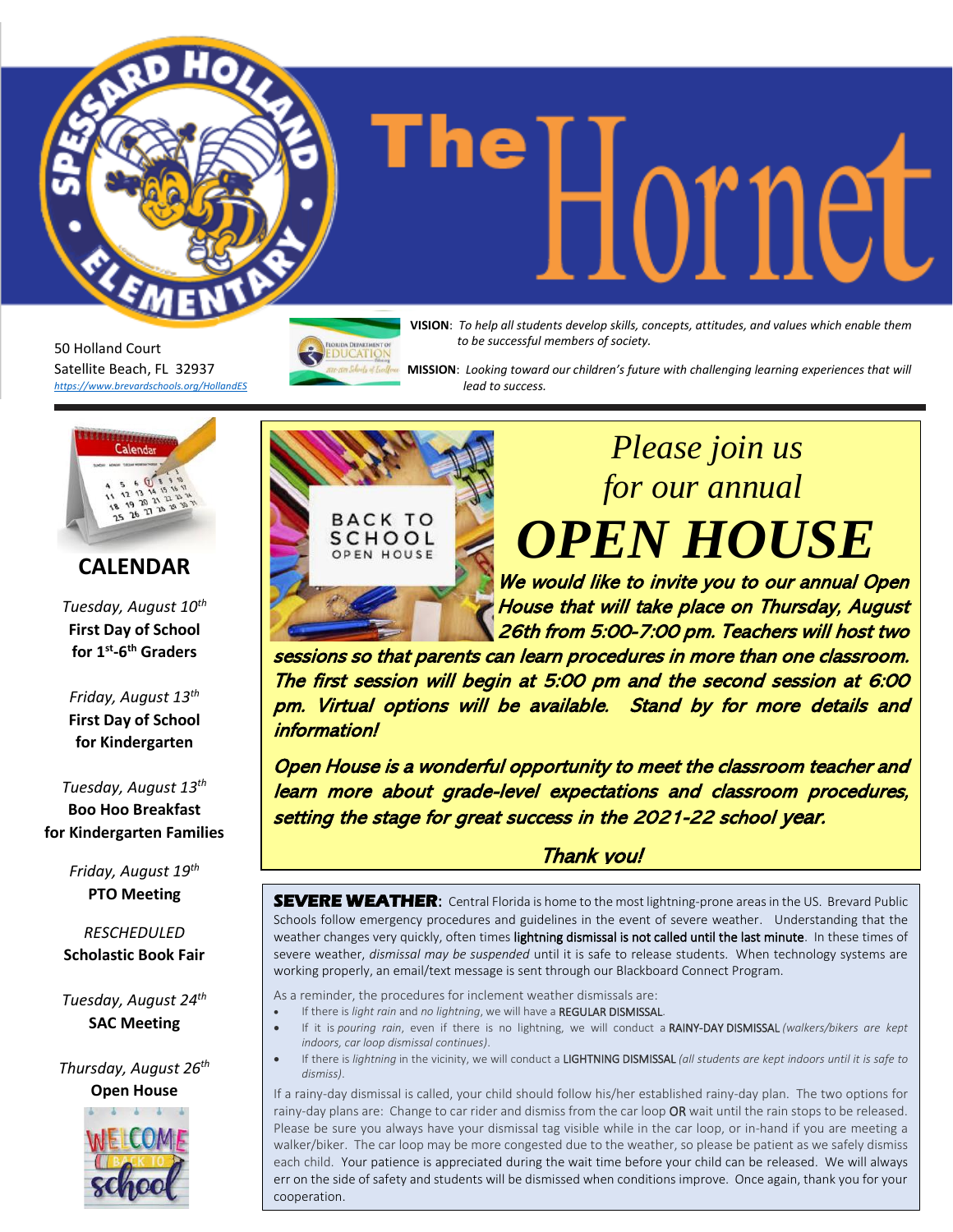# The Hornet

Spessard Holland Elementary

50 Holland Court
Satellite Beach, FL 32937
https://www.brevardschools.org/HollandES

**VISION**: *To help all students develop skills, concepts, attitudes, and values which enable them to be successful members of society.*

**MISSION**: *Looking toward our children's future with challenging learning experiences that will lead to success.*

## CALENDAR

*Tuesday, August 10th*
**First Day of School for 1st-6th Graders**

*Friday, August 13th*
**First Day of School for Kindergarten**

*Tuesday, August 13th*
**Boo Hoo Breakfast for Kindergarten Families**

*Friday, August 19th*
**PTO Meeting**

*RESCHEDULED*
**Scholastic Book Fair**

*Tuesday, August 24th*
**SAC Meeting**

*Thursday, August 26th*
**Open House**

## *Please join us for our annual* ***OPEN HOUSE***

***We would like to invite you to our annual Open House that will take place on Thursday, August 26th from 5:00-7:00 pm. Teachers will host two sessions so that parents can learn procedures in more than one classroom. The first session will begin at 5:00 pm and the second session at 6:00 pm. Virtual options will be available. Stand by for more details and information!***

***Open House is a wonderful opportunity to meet the classroom teacher and learn more about grade-level expectations and classroom procedures, setting the stage for great success in the 2021-22 school year.***

***Thank you!***

**SEVERE WEATHER**: Central Florida is home to the most lightning-prone areas in the US. Brevard Public Schools follow emergency procedures and guidelines in the event of severe weather. Understanding that the weather changes very quickly, often times lightning dismissal is not called until the last minute. In these times of severe weather, *dismissal may be suspended* until it is safe to release students. When technology systems are working properly, an email/text message is sent through our Blackboard Connect Program.

As a reminder, the procedures for inclement weather dismissals are:

- If there is *light rain* and *no lightning*, we will have a REGULAR DISMISSAL.
- If it is *pouring rain*, even if there is no lightning, we will conduct a RAINY-DAY DISMISSAL *(walkers/bikers are kept indoors, car loop dismissal continues)*.
- If there is *lightning* in the vicinity, we will conduct a LIGHTNING DISMISSAL *(all students are kept indoors until it is safe to dismiss)*.

If a rainy-day dismissal is called, your child should follow his/her established rainy-day plan. The two options for rainy-day plans are: Change to car rider and dismiss from the car loop OR wait until the rain stops to be released. Please be sure you always have your dismissal tag visible while in the car loop, or in-hand if you are meeting a walker/biker. The car loop may be more congested due to the weather, so please be patient as we safely dismiss each child. Your patience is appreciated during the wait time before your child can be released. We will always err on the side of safety and students will be dismissed when conditions improve. Once again, thank you for your cooperation.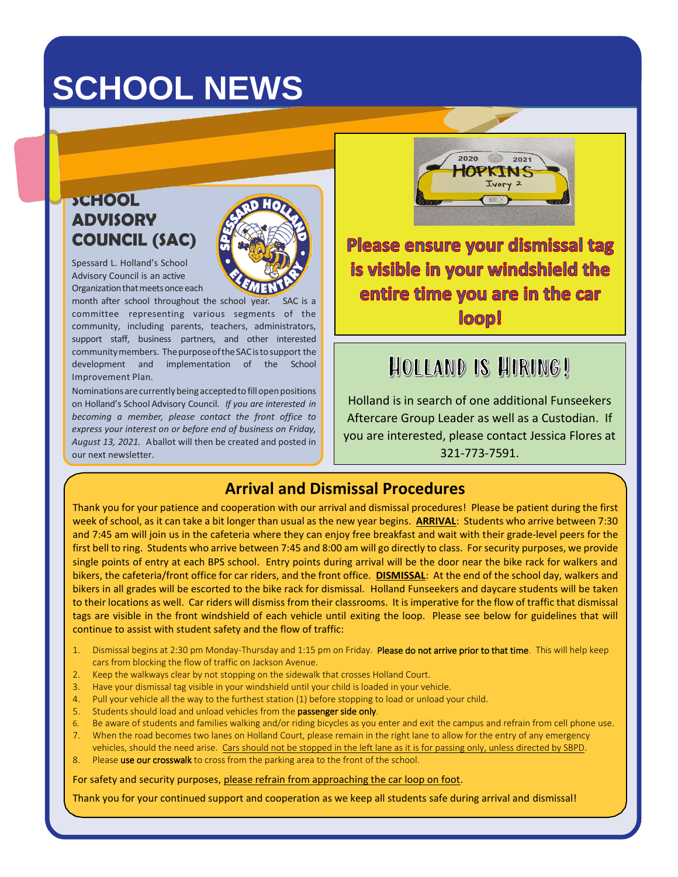# SCHOOL NEWS

## SCHOOL ADVISORY COUNCIL (SAC)

Spessard L. Holland's School Advisory Council is an active Organization that meets once each month after school throughout the school year. SAC is a committee representing various segments of the community, including parents, teachers, administrators, support staff, business partners, and other interested community members. The purpose of the SAC is to support the development and implementation of the School Improvement Plan.

Nominations are currently being accepted to fill open positions on Holland's School Advisory Council. *If you are interested in becoming a member, please contact the front office to express your interest on or before end of business on Friday, August 13, 2021.* A ballot will then be created and posted in our next newsletter.

**Please ensure your dismissal tag is visible in your windshield the entire time you are in the car loop!**

## Holland is Hiring!

Holland is in search of one additional Funseekers Aftercare Group Leader as well as a Custodian. If you are interested, please contact Jessica Flores at 321-773-7591.

## Arrival and Dismissal Procedures

Thank you for your patience and cooperation with our arrival and dismissal procedures! Please be patient during the first week of school, as it can take a bit longer than usual as the new year begins. **ARRIVAL**: Students who arrive between 7:30 and 7:45 am will join us in the cafeteria where they can enjoy free breakfast and wait with their grade-level peers for the first bell to ring. Students who arrive between 7:45 and 8:00 am will go directly to class. For security purposes, we provide single points of entry at each BPS school. Entry points during arrival will be the door near the bike rack for walkers and bikers, the cafeteria/front office for car riders, and the front office. **DISMISSAL**: At the end of the school day, walkers and bikers in all grades will be escorted to the bike rack for dismissal. Holland Funseekers and daycare students will be taken to their locations as well. Car riders will dismiss from their classrooms. It is imperative for the flow of traffic that dismissal tags are visible in the front windshield of each vehicle until exiting the loop. Please see below for guidelines that will continue to assist with student safety and the flow of traffic:

1. Dismissal begins at 2:30 pm Monday-Thursday and 1:15 pm on Friday. **Please do not arrive prior to that time**. This will help keep cars from blocking the flow of traffic on Jackson Avenue.
2. Keep the walkways clear by not stopping on the sidewalk that crosses Holland Court.
3. Have your dismissal tag visible in your windshield until your child is loaded in your vehicle.
4. Pull your vehicle all the way to the furthest station (1) before stopping to load or unload your child.
5. Students should load and unload vehicles from the **passenger side only**.
6. Be aware of students and families walking and/or riding bicycles as you enter and exit the campus and refrain from cell phone use.
7. When the road becomes two lanes on Holland Court, please remain in the right lane to allow for the entry of any emergency vehicles, should the need arise. Cars should not be stopped in the left lane as it is for passing only, unless directed by SBPD.
8. Please **use our crosswalk** to cross from the parking area to the front of the school.

For safety and security purposes, please refrain from approaching the car loop on foot.

Thank you for your continued support and cooperation as we keep all students safe during arrival and dismissal!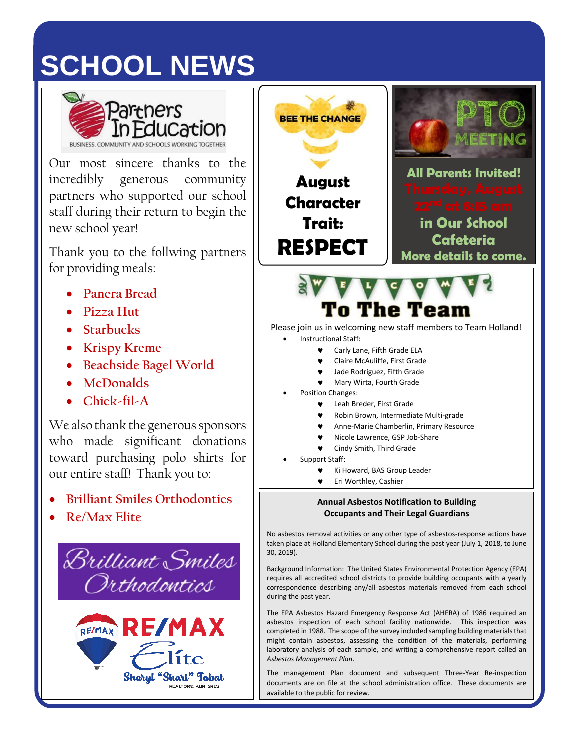# SCHOOL NEWS

Partners In Education

BUSINESS, COMMUNITY AND SCHOOLS WORKING TOGETHER

Our most sincere thanks to the incredibly generous community partners who supported our school staff during their return to begin the new school year!

Thank you to the follwing partners for providing meals:

- Panera Bread
- Pizza Hut
- Starbucks
- Krispy Kreme
- Beachside Bagel World
- McDonalds
- Chick-fil-A

We also thank the generous sponsors who made significant donations toward purchasing polo shirts for our entire staff! Thank you to:

- **Brilliant Smiles Orthodontics**
- Re/Max Elite

Brilliant Smiles Orthodontics

RE/MAX Elite
Sharyl "Shari" Tabat
REALTOR®, ABR, SRES

BEE THE CHANGE

**August Character Trait:**

# RESPECT

## PTO MEETING

**All Parents Invited!**
**Thursday, August 22nd at 8:15 am**
**in Our School Cafeteria**
**More details to come.**

## WELCOME To The Team

Please join us in welcoming new staff members to Team Holland!

- Instructional Staff:
  - Carly Lane, Fifth Grade ELA
  - Claire McAuliffe, First Grade
  - Jade Rodriguez, Fifth Grade
  - Mary Wirta, Fourth Grade
- Position Changes:
  - Leah Breder, First Grade
  - Robin Brown, Intermediate Multi-grade
  - Anne-Marie Chamberlin, Primary Resource
  - Nicole Lawrence, GSP Job-Share
  - Cindy Smith, Third Grade
- Support Staff:
  - Ki Howard, BAS Group Leader
  - Eri Worthley, Cashier

### Annual Asbestos Notification to Building Occupants and Their Legal Guardians

No asbestos removal activities or any other type of asbestos-response actions have taken place at Holland Elementary School during the past year (July 1, 2018, to June 30, 2019).

Background Information: The United States Environmental Protection Agency (EPA) requires all accredited school districts to provide building occupants with a yearly correspondence describing any/all asbestos materials removed from each school during the past year.

The EPA Asbestos Hazard Emergency Response Act (AHERA) of 1986 required an asbestos inspection of each school facility nationwide. This inspection was completed in 1988. The scope of the survey included sampling building materials that might contain asbestos, assessing the condition of the materials, performing laboratory analysis of each sample, and writing a comprehensive report called an *Asbestos Management Plan*.

The management Plan document and subsequent Three-Year Re-inspection documents are on file at the school administration office. These documents are available to the public for review.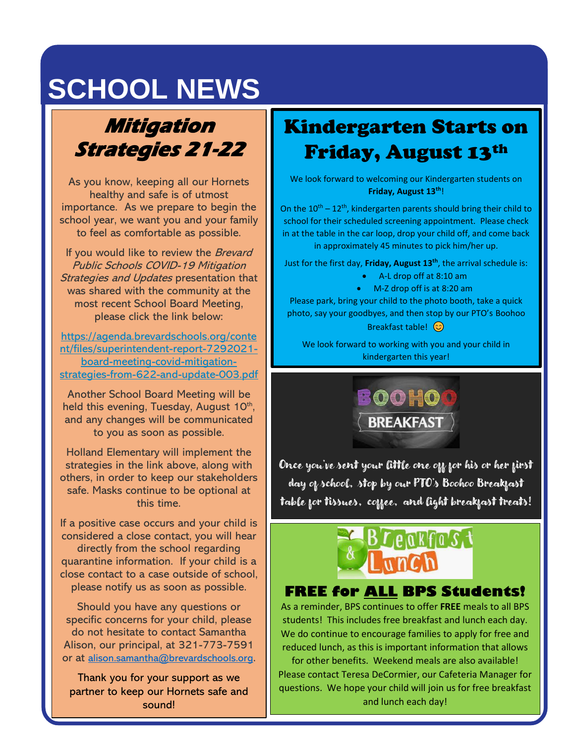# SCHOOL NEWS

## Mitigation Strategies 21-22

As you know, keeping all our Hornets healthy and safe is of utmost importance. As we prepare to begin the school year, we want you and your family to feel as comfortable as possible.

If you would like to review the *Brevard Public Schools COVID-19 Mitigation Strategies and Updates* presentation that was shared with the community at the most recent School Board Meeting, please click the link below:

https://agenda.brevardschools.org/content/files/superintendent-report-7292021-board-meeting-covid-mitigation-strategies-from-622-and-update-003.pdf

Another School Board Meeting will be held this evening, Tuesday, August 10th, and any changes will be communicated to you as soon as possible.

Holland Elementary will implement the strategies in the link above, along with others, in order to keep our stakeholders safe. Masks continue to be optional at this time.

If a positive case occurs and your child is considered a close contact, you will hear directly from the school regarding quarantine information. If your child is a close contact to a case outside of school, please notify us as soon as possible.

Should you have any questions or specific concerns for your child, please do not hesitate to contact Samantha Alison, our principal, at 321-773-7591 or at alison.samantha@brevardschools.org.

Thank you for your support as we partner to keep our Hornets safe and sound!

## Kindergarten Starts on Friday, August 13th

We look forward to welcoming our Kindergarten students on **Friday, August 13th**!

On the 10th – 12th, kindergarten parents should bring their child to school for their scheduled screening appointment. Please check in at the table in the car loop, drop your child off, and come back in approximately 45 minutes to pick him/her up.

Just for the first day, **Friday, August 13th**, the arrival schedule is:

- A-L drop off at 8:10 am
- M-Z drop off is at 8:20 am

Please park, bring your child to the photo booth, take a quick photo, say your goodbyes, and then stop by our PTO's Boohoo Breakfast table! 😊

We look forward to working with you and your child in kindergarten this year!

## BOOHOO BREAKFAST

Once you've sent your little one off for his or her first day of school, stop by our PTO's Boohoo Breakfast table for tissues, coffee, and light breakfast treats!

## Breakfast & Lunch

## FREE for ALL BPS Students!

As a reminder, BPS continues to offer **FREE** meals to all BPS students! This includes free breakfast and lunch each day. We do continue to encourage families to apply for free and reduced lunch, as this is important information that allows for other benefits. Weekend meals are also available! Please contact Teresa DeCormier, our Cafeteria Manager for questions. We hope your child will join us for free breakfast and lunch each day!